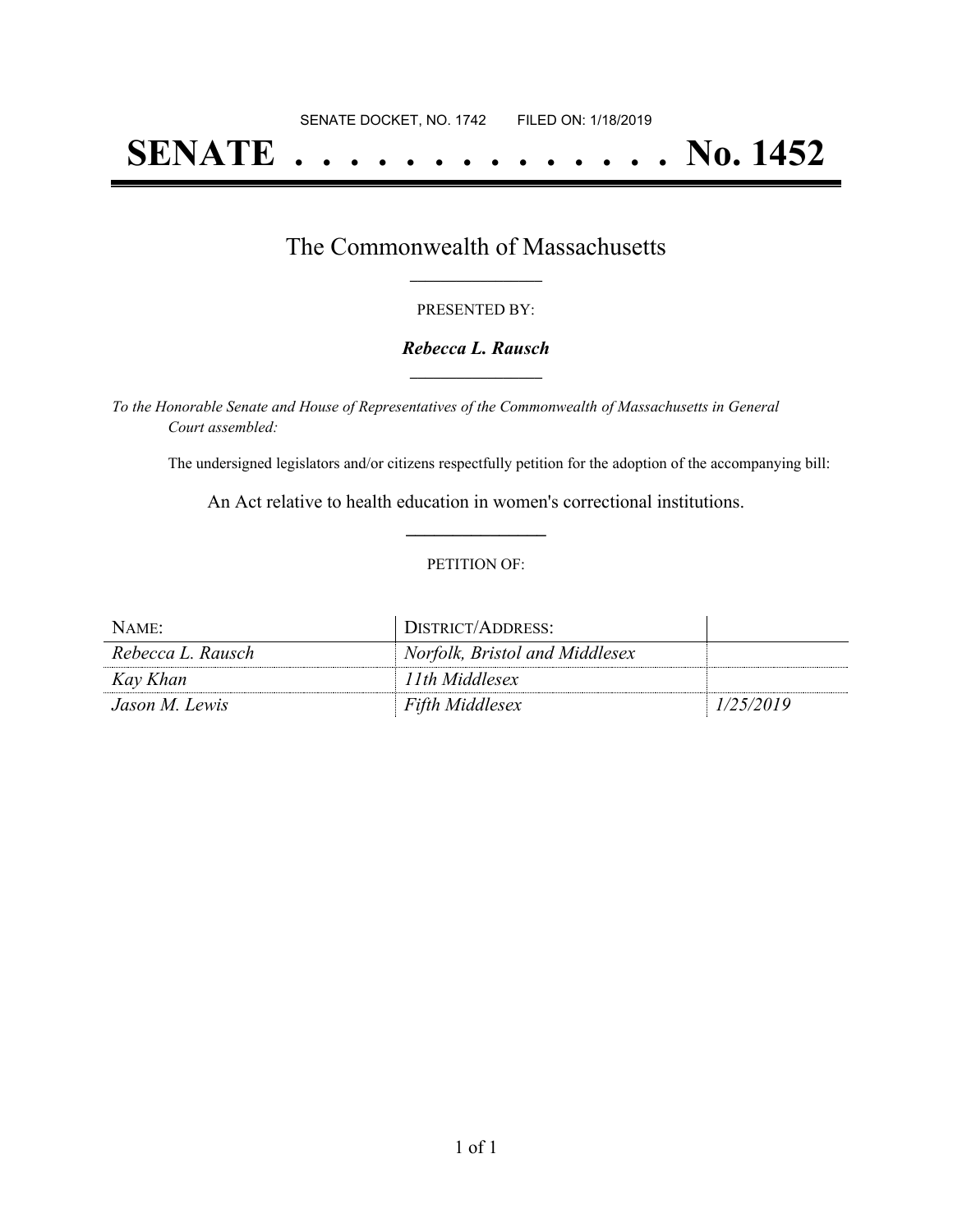SENATE DOCKET, NO. 1742        FILED ON: 1/18/2019

# SENATE . . . . . . . . . . . . . . No. 1452

## The Commonwealth of Massachusetts

PRESENTED BY:

***Rebecca L. Rausch***

*To the Honorable Senate and House of Representatives of the Commonwealth of Massachusetts in General Court assembled:*

The undersigned legislators and/or citizens respectfully petition for the adoption of the accompanying bill:

An Act relative to health education in women's correctional institutions.

PETITION OF:

| NAME: | DISTRICT/ADDRESS: | |
|---|---|---|
| *Rebecca L. Rausch* | *Norfolk, Bristol and Middlesex* | |
| *Kay Khan* | *11th Middlesex* | |
| *Jason M. Lewis* | *Fifth Middlesex* | *1/25/2019* |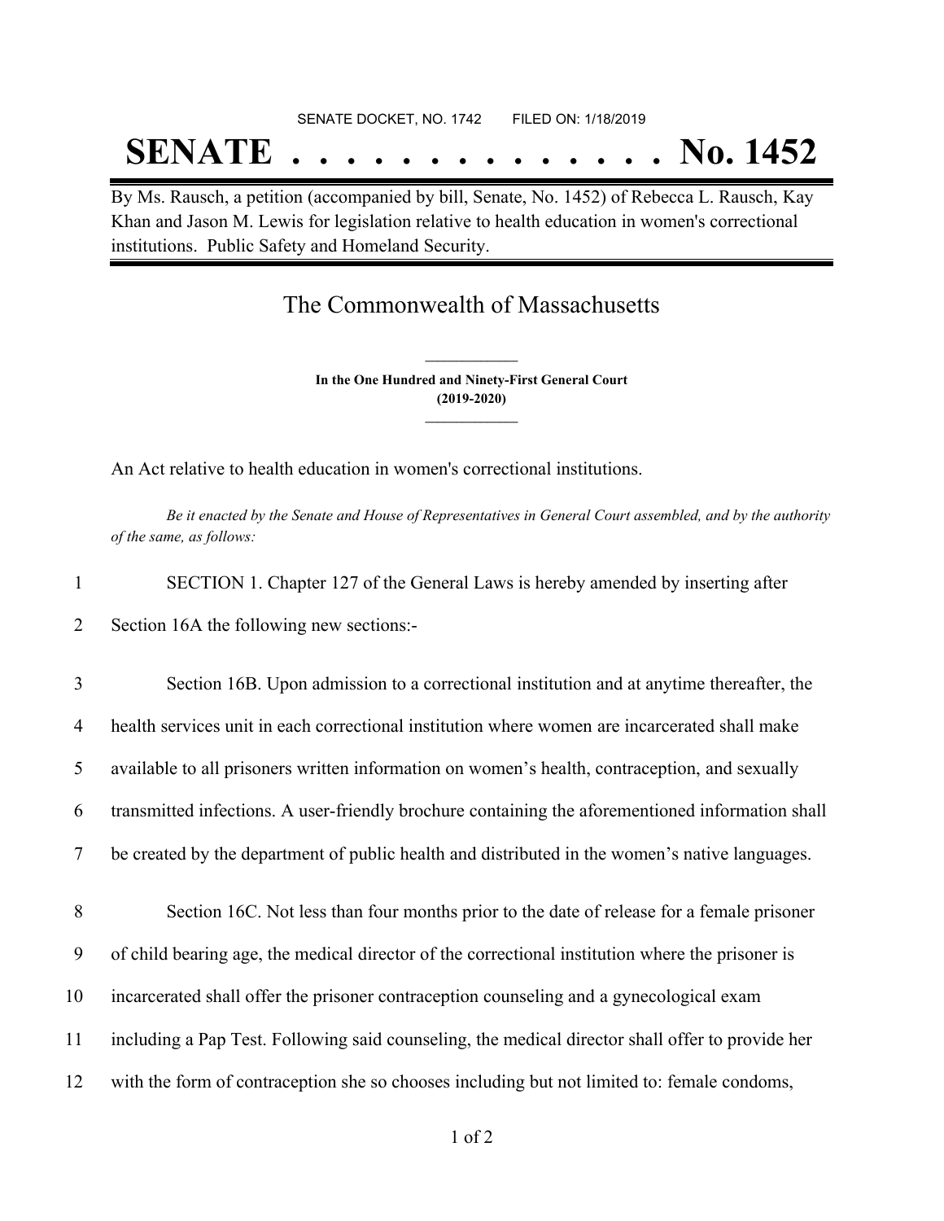SENATE DOCKET, NO. 1742        FILED ON: 1/18/2019

# SENATE . . . . . . . . . . . . . . No. 1452

By Ms. Rausch, a petition (accompanied by bill, Senate, No. 1452) of Rebecca L. Rausch, Kay Khan and Jason M. Lewis for legislation relative to health education in women's correctional institutions. Public Safety and Homeland Security.

## The Commonwealth of Massachusetts

**In the One Hundred and Ninety-First General Court**
**(2019-2020)**

An Act relative to health education in women's correctional institutions.

*Be it enacted by the Senate and House of Representatives in General Court assembled, and by the authority of the same, as follows:*

1 SECTION 1. Chapter 127 of the General Laws is hereby amended by inserting after
2 Section 16A the following new sections:-

3 Section 16B. Upon admission to a correctional institution and at anytime thereafter, the
4 health services unit in each correctional institution where women are incarcerated shall make
5 available to all prisoners written information on women's health, contraception, and sexually
6 transmitted infections. A user-friendly brochure containing the aforementioned information shall
7 be created by the department of public health and distributed in the women's native languages.

8 Section 16C. Not less than four months prior to the date of release for a female prisoner
9 of child bearing age, the medical director of the correctional institution where the prisoner is
10 incarcerated shall offer the prisoner contraception counseling and a gynecological exam
11 including a Pap Test. Following said counseling, the medical director shall offer to provide her
12 with the form of contraception she so chooses including but not limited to: female condoms,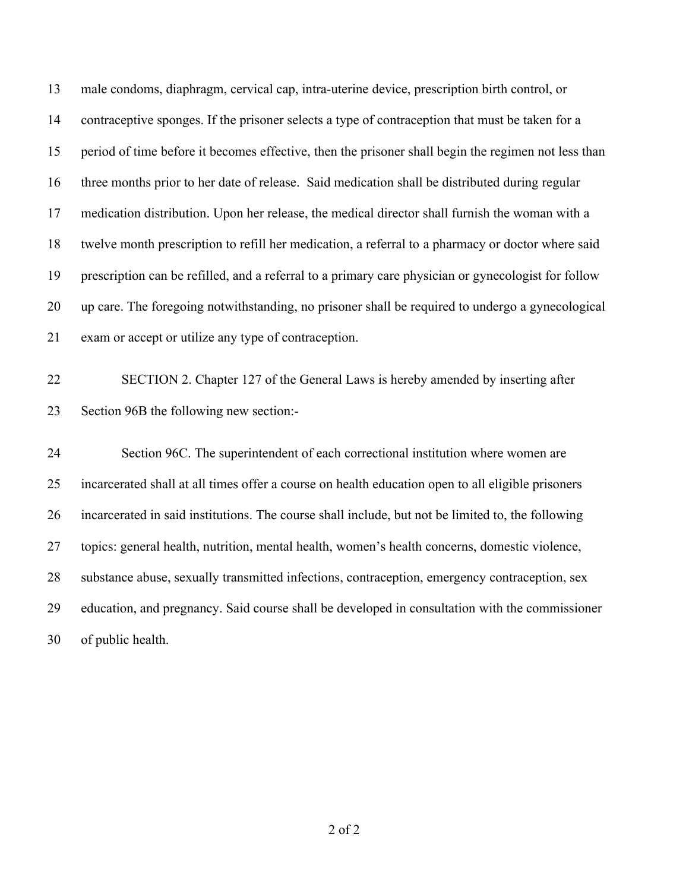male condoms, diaphragm, cervical cap, intra-uterine device, prescription birth control, or contraceptive sponges. If the prisoner selects a type of contraception that must be taken for a period of time before it becomes effective, then the prisoner shall begin the regimen not less than three months prior to her date of release. Said medication shall be distributed during regular medication distribution. Upon her release, the medical director shall furnish the woman with a twelve month prescription to refill her medication, a referral to a pharmacy or doctor where said prescription can be refilled, and a referral to a primary care physician or gynecologist for follow up care. The foregoing notwithstanding, no prisoner shall be required to undergo a gynecological exam or accept or utilize any type of contraception.

SECTION 2. Chapter 127 of the General Laws is hereby amended by inserting after Section 96B the following new section:-

Section 96C. The superintendent of each correctional institution where women are incarcerated shall at all times offer a course on health education open to all eligible prisoners incarcerated in said institutions. The course shall include, but not be limited to, the following topics: general health, nutrition, mental health, women's health concerns, domestic violence, substance abuse, sexually transmitted infections, contraception, emergency contraception, sex education, and pregnancy. Said course shall be developed in consultation with the commissioner of public health.